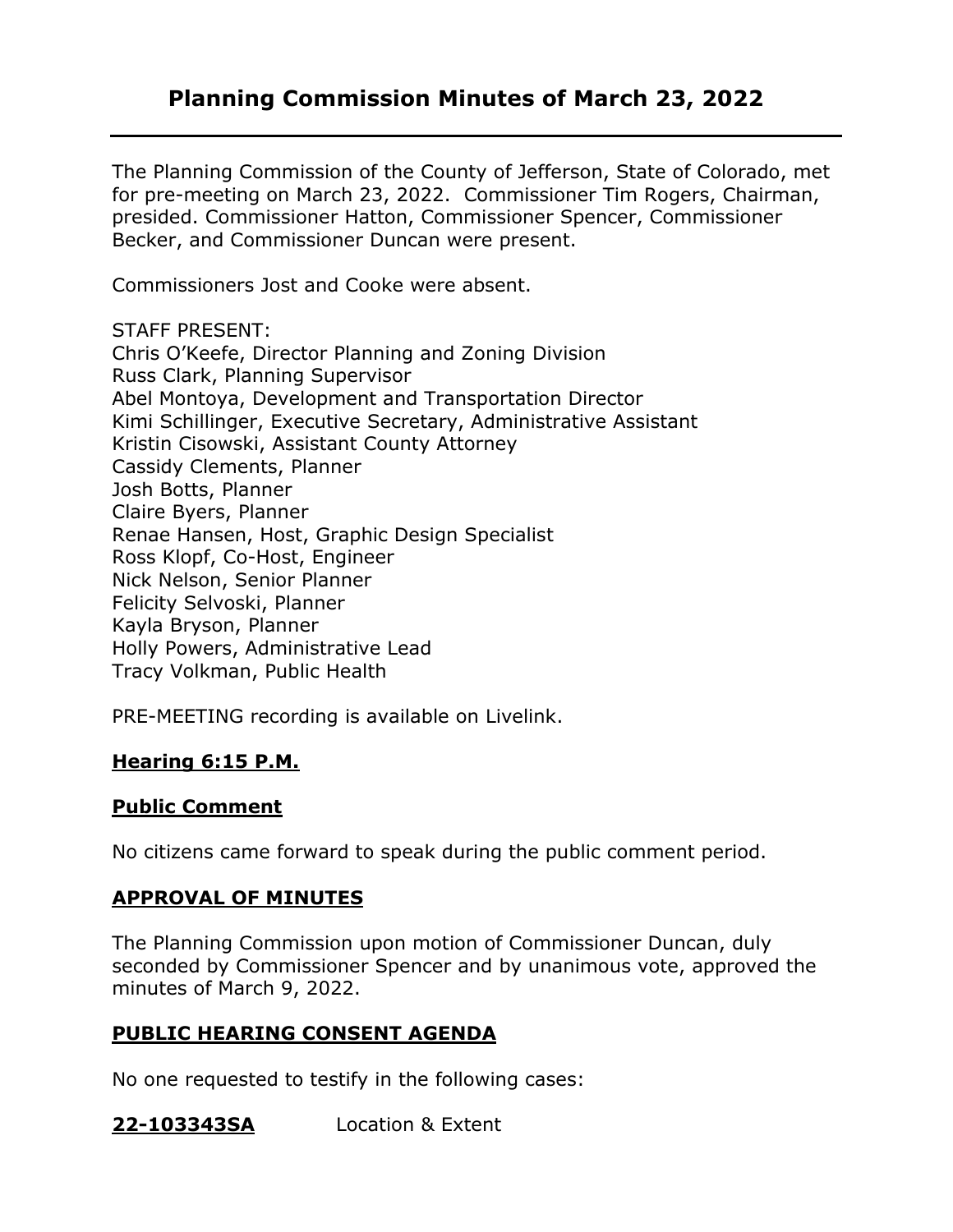# Planning Commission Minutes of March 23, 2022

The Planning Commission of the County of Jefferson, State of Colorado, met for pre-meeting on March 23, 2022. Commissioner Tim Rogers, Chairman, presided. Commissioner Hatton, Commissioner Spencer, Commissioner Becker, and Commissioner Duncan were present.

Commissioners Jost and Cooke were absent.

STAFF PRESENT:
Chris O'Keefe, Director Planning and Zoning Division
Russ Clark, Planning Supervisor
Abel Montoya, Development and Transportation Director
Kimi Schillinger, Executive Secretary, Administrative Assistant
Kristin Cisowski, Assistant County Attorney
Cassidy Clements, Planner
Josh Botts, Planner
Claire Byers, Planner
Renae Hansen, Host, Graphic Design Specialist
Ross Klopf, Co-Host, Engineer
Nick Nelson, Senior Planner
Felicity Selvoski, Planner
Kayla Bryson, Planner
Holly Powers, Administrative Lead
Tracy Volkman, Public Health

PRE-MEETING recording is available on Livelink.

**Hearing 6:15 P.M.**

**Public Comment**

No citizens came forward to speak during the public comment period.

**APPROVAL OF MINUTES**

The Planning Commission upon motion of Commissioner Duncan, duly seconded by Commissioner Spencer and by unanimous vote, approved the minutes of March 9, 2022.

**PUBLIC HEARING CONSENT AGENDA**

No one requested to testify in the following cases:

**22-103343SA** Location & Extent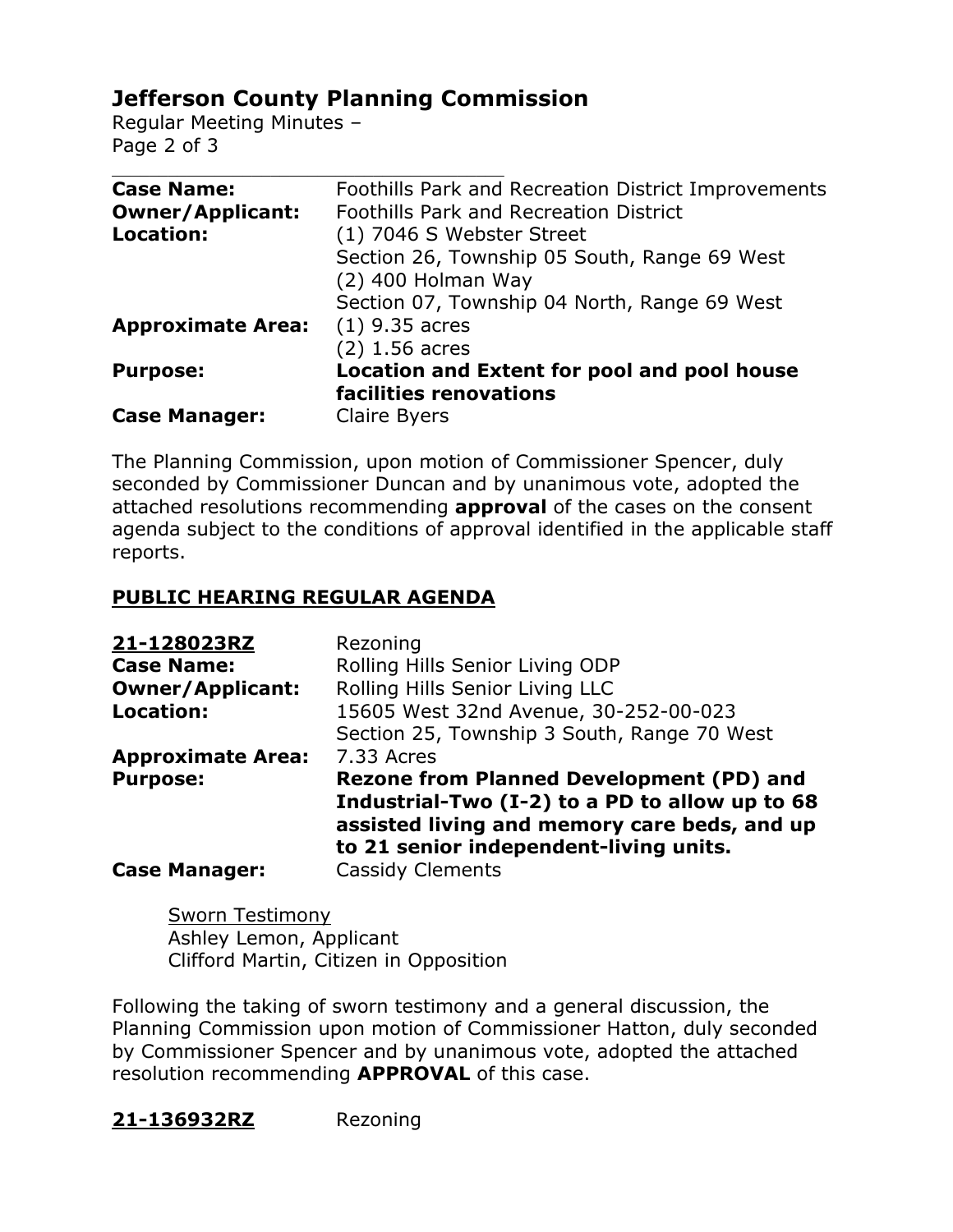| | |
|---|---|
| **Case Name:** | Foothills Park and Recreation District Improvements |
| **Owner/Applicant:** | Foothills Park and Recreation District |
| **Location:** | (1) 7046 S Webster Street<br>Section 26, Township 05 South, Range 69 West<br>(2) 400 Holman Way<br>Section 07, Township 04 North, Range 69 West |
| **Approximate Area:** | (1) 9.35 acres<br>(2) 1.56 acres |
| **Purpose:** | **Location and Extent for pool and pool house facilities renovations** |
| **Case Manager:** | Claire Byers |

The Planning Commission, upon motion of Commissioner Spencer, duly seconded by Commissioner Duncan and by unanimous vote, adopted the attached resolutions recommending **approval** of the cases on the consent agenda subject to the conditions of approval identified in the applicable staff reports.

## PUBLIC HEARING REGULAR AGENDA

| | |
|---|---|
| **21-128023RZ** | Rezoning |
| **Case Name:** | Rolling Hills Senior Living ODP |
| **Owner/Applicant:** | Rolling Hills Senior Living LLC |
| **Location:** | 15605 West 32nd Avenue, 30-252-00-023<br>Section 25, Township 3 South, Range 70 West |
| **Approximate Area:** | 7.33 Acres |
| **Purpose:** | **Rezone from Planned Development (PD) and Industrial-Two (I-2) to a PD to allow up to 68 assisted living and memory care beds, and up to 21 senior independent-living units.** |
| **Case Manager:** | Cassidy Clements |

Sworn Testimony
Ashley Lemon, Applicant
Clifford Martin, Citizen in Opposition

Following the taking of sworn testimony and a general discussion, the Planning Commission upon motion of Commissioner Hatton, duly seconded by Commissioner Spencer and by unanimous vote, adopted the attached resolution recommending **APPROVAL** of this case.

**21-136932RZ** Rezoning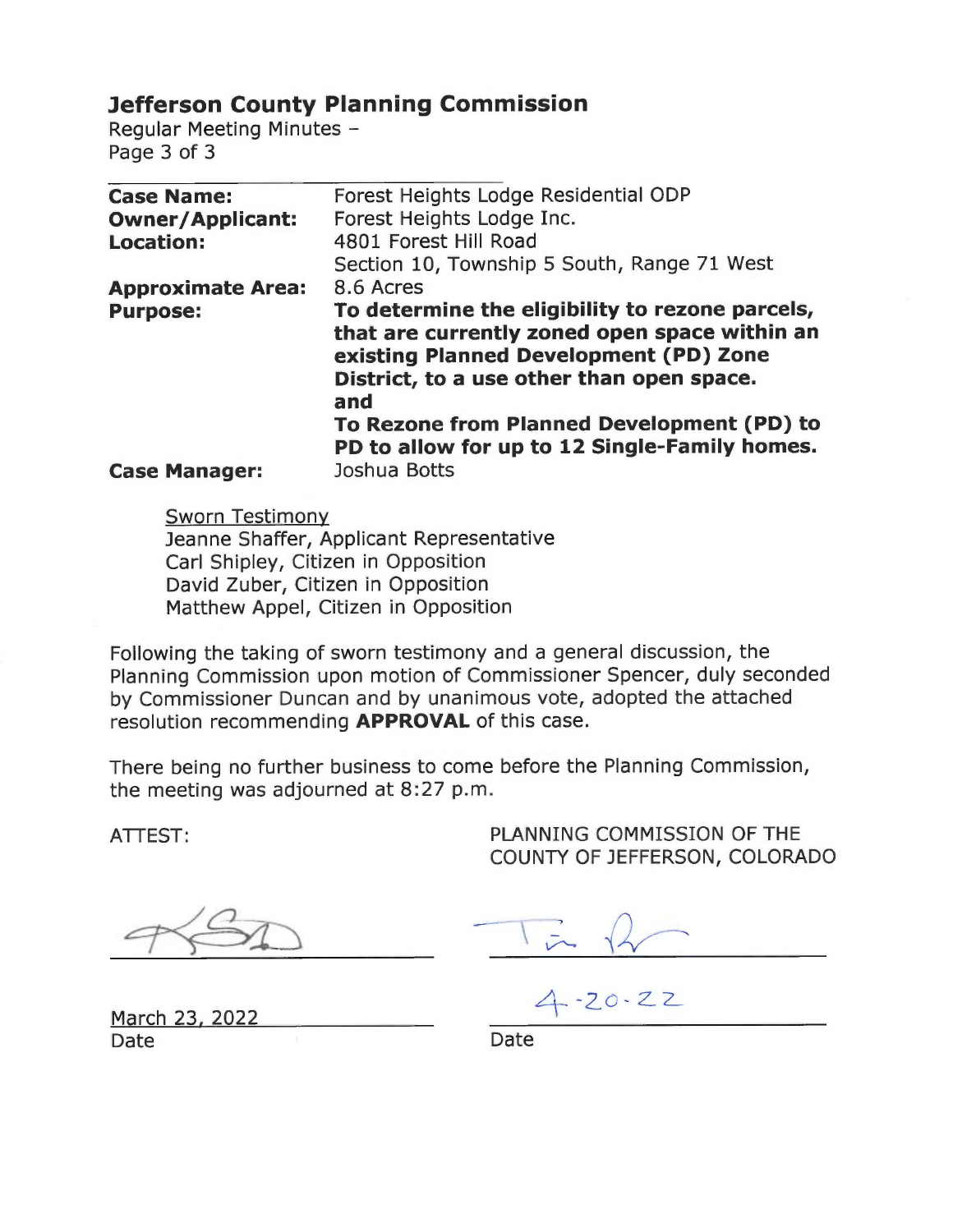## Jefferson County Planning Commission

Regular Meeting Minutes –

| | |
|---|---|
| **Case Name:** | Forest Heights Lodge Residential ODP |
| **Owner/Applicant:** | Forest Heights Lodge Inc. |
| **Location:** | 4801 Forest Hill Road<br>Section 10, Township 5 South, Range 71 West |
| **Approximate Area:** | 8.6 Acres |
| **Purpose:** | **To determine the eligibility to rezone parcels, that are currently zoned open space within an existing Planned Development (PD) Zone District, to a use other than open space.**<br>**and**<br>**To Rezone from Planned Development (PD) to PD to allow for up to 12 Single-Family homes.** |
| **Case Manager:** | Joshua Botts |

Sworn Testimony
Jeanne Shaffer, Applicant Representative
Carl Shipley, Citizen in Opposition
David Zuber, Citizen in Opposition
Matthew Appel, Citizen in Opposition

Following the taking of sworn testimony and a general discussion, the Planning Commission upon motion of Commissioner Spencer, duly seconded by Commissioner Duncan and by unanimous vote, adopted the attached resolution recommending **APPROVAL** of this case.

There being no further business to come before the Planning Commission, the meeting was adjourned at 8:27 p.m.

ATTEST:

PLANNING COMMISSION OF THE COUNTY OF JEFFERSON, COLORADO

March 23, 2022
Date

4-20-22
Date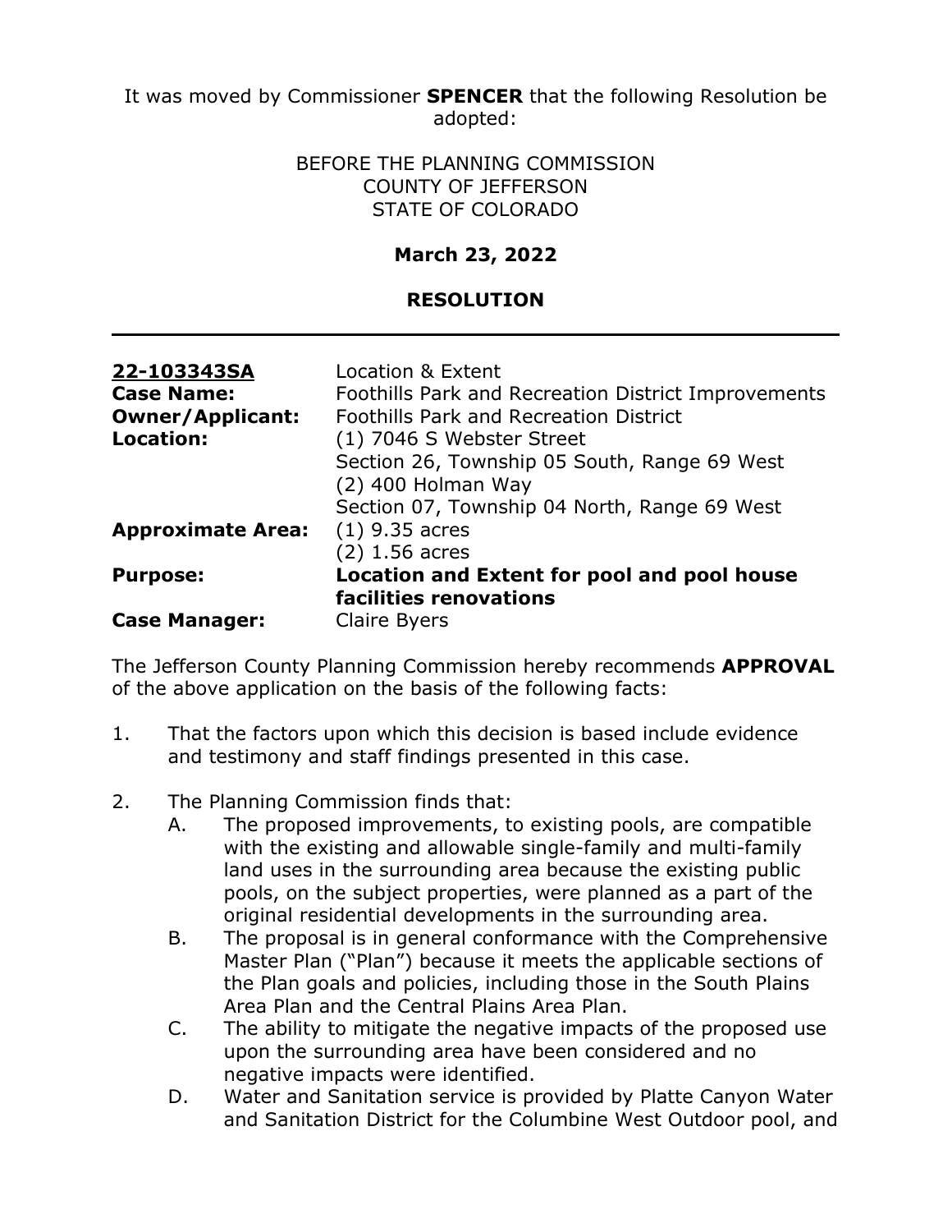It was moved by Commissioner **SPENCER** that the following Resolution be adopted:

BEFORE THE PLANNING COMMISSION
COUNTY OF JEFFERSON
STATE OF COLORADO

**March 23, 2022**

**RESOLUTION**

---

| | |
|---|---|
| **22-103343SA** | Location & Extent |
| **Case Name:** | Foothills Park and Recreation District Improvements |
| **Owner/Applicant:** | Foothills Park and Recreation District |
| **Location:** | (1) 7046 S Webster Street<br>Section 26, Township 05 South, Range 69 West<br>(2) 400 Holman Way<br>Section 07, Township 04 North, Range 69 West |
| **Approximate Area:** | (1) 9.35 acres<br>(2) 1.56 acres |
| **Purpose:** | **Location and Extent for pool and pool house facilities renovations** |
| **Case Manager:** | Claire Byers |

The Jefferson County Planning Commission hereby recommends **APPROVAL** of the above application on the basis of the following facts:

1. That the factors upon which this decision is based include evidence and testimony and staff findings presented in this case.

2. The Planning Commission finds that:
   A. The proposed improvements, to existing pools, are compatible with the existing and allowable single-family and multi-family land uses in the surrounding area because the existing public pools, on the subject properties, were planned as a part of the original residential developments in the surrounding area.
   B. The proposal is in general conformance with the Comprehensive Master Plan ("Plan") because it meets the applicable sections of the Plan goals and policies, including those in the South Plains Area Plan and the Central Plains Area Plan.
   C. The ability to mitigate the negative impacts of the proposed use upon the surrounding area have been considered and no negative impacts were identified.
   D. Water and Sanitation service is provided by Platte Canyon Water and Sanitation District for the Columbine West Outdoor pool, and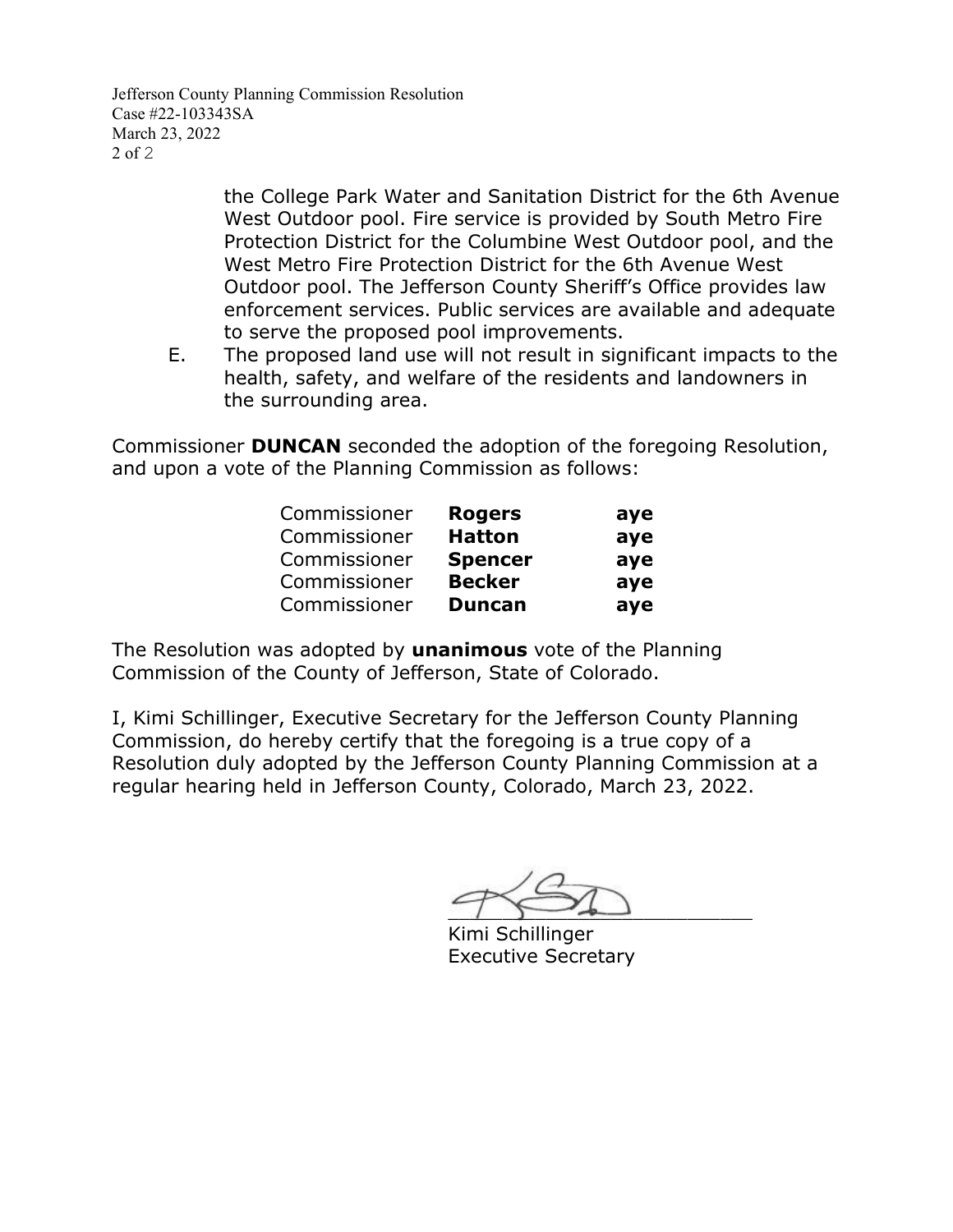the College Park Water and Sanitation District for the 6th Avenue West Outdoor pool. Fire service is provided by South Metro Fire Protection District for the Columbine West Outdoor pool, and the West Metro Fire Protection District for the 6th Avenue West Outdoor pool. The Jefferson County Sheriff's Office provides law enforcement services. Public services are available and adequate to serve the proposed pool improvements.

E. The proposed land use will not result in significant impacts to the health, safety, and welfare of the residents and landowners in the surrounding area.

Commissioner **DUNCAN** seconded the adoption of the foregoing Resolution, and upon a vote of the Planning Commission as follows:

| | | |
|---|---|---|
| Commissioner | **Rogers** | **aye** |
| Commissioner | **Hatton** | **aye** |
| Commissioner | **Spencer** | **aye** |
| Commissioner | **Becker** | **aye** |
| Commissioner | **Duncan** | **aye** |

The Resolution was adopted by **unanimous** vote of the Planning Commission of the County of Jefferson, State of Colorado.

I, Kimi Schillinger, Executive Secretary for the Jefferson County Planning Commission, do hereby certify that the foregoing is a true copy of a Resolution duly adopted by the Jefferson County Planning Commission at a regular hearing held in Jefferson County, Colorado, March 23, 2022.

\_\_\_\_\_\_\_\_\_\_\_\_\_\_\_\_\_\_\_\_\_\_\_\_\_\_

Kimi Schillinger
Executive Secretary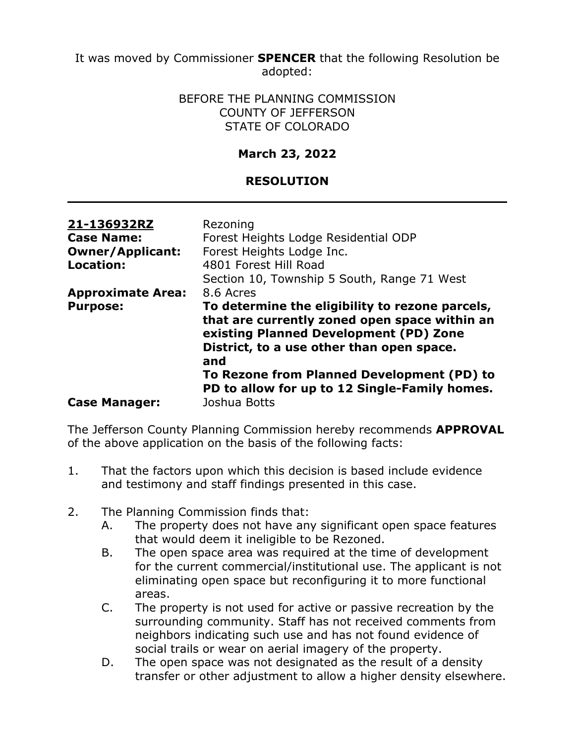It was moved by Commissioner **SPENCER** that the following Resolution be adopted:

BEFORE THE PLANNING COMMISSION
COUNTY OF JEFFERSON
STATE OF COLORADO

**March 23, 2022**

**RESOLUTION**

---

| | |
|---|---|
| **21-136932RZ** | Rezoning |
| **Case Name:** | Forest Heights Lodge Residential ODP |
| **Owner/Applicant:** | Forest Heights Lodge Inc. |
| **Location:** | 4801 Forest Hill Road<br>Section 10, Township 5 South, Range 71 West |
| **Approximate Area:** | 8.6 Acres |
| **Purpose:** | **To determine the eligibility to rezone parcels, that are currently zoned open space within an existing Planned Development (PD) Zone District, to a use other than open space.<br>and<br>To Rezone from Planned Development (PD) to PD to allow for up to 12 Single-Family homes.** |
| **Case Manager:** | Joshua Botts |

The Jefferson County Planning Commission hereby recommends **APPROVAL** of the above application on the basis of the following facts:

1. That the factors upon which this decision is based include evidence and testimony and staff findings presented in this case.

2. The Planning Commission finds that:
   A. The property does not have any significant open space features that would deem it ineligible to be Rezoned.
   B. The open space area was required at the time of development for the current commercial/institutional use. The applicant is not eliminating open space but reconfiguring it to more functional areas.
   C. The property is not used for active or passive recreation by the surrounding community. Staff has not received comments from neighbors indicating such use and has not found evidence of social trails or wear on aerial imagery of the property.
   D. The open space was not designated as the result of a density transfer or other adjustment to allow a higher density elsewhere.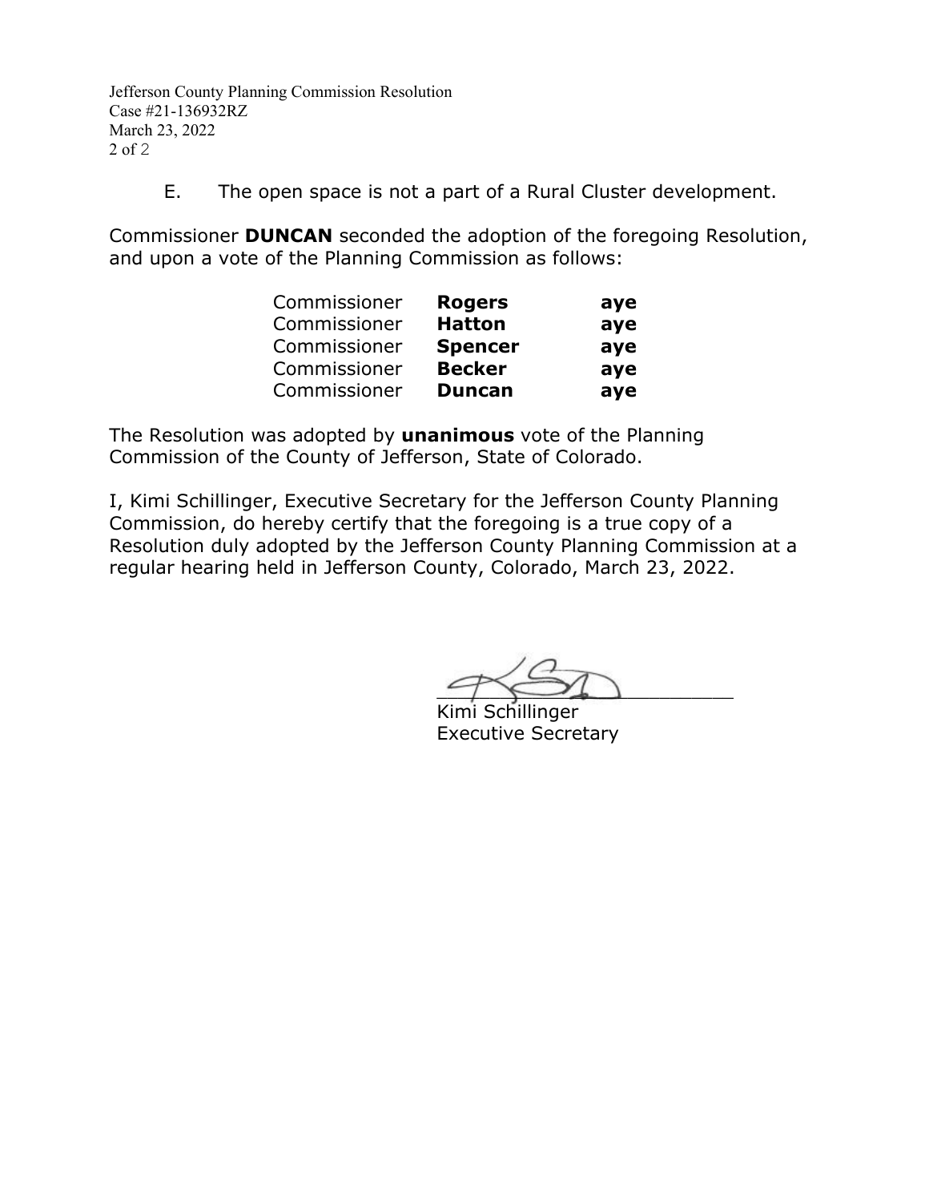E. The open space is not a part of a Rural Cluster development.

Commissioner **DUNCAN** seconded the adoption of the foregoing Resolution, and upon a vote of the Planning Commission as follows:

| | | |
|---|---|---|
| Commissioner | **Rogers** | **aye** |
| Commissioner | **Hatton** | **aye** |
| Commissioner | **Spencer** | **aye** |
| Commissioner | **Becker** | **aye** |
| Commissioner | **Duncan** | **aye** |

The Resolution was adopted by **unanimous** vote of the Planning Commission of the County of Jefferson, State of Colorado.

I, Kimi Schillinger, Executive Secretary for the Jefferson County Planning Commission, do hereby certify that the foregoing is a true copy of a Resolution duly adopted by the Jefferson County Planning Commission at a regular hearing held in Jefferson County, Colorado, March 23, 2022.

Kimi Schillinger
Executive Secretary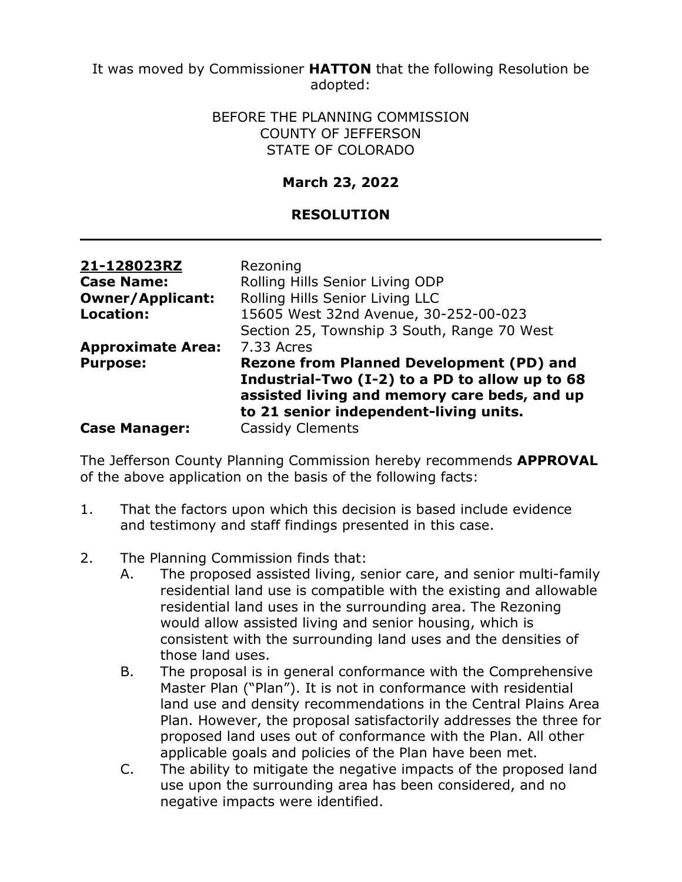It was moved by Commissioner **HATTON** that the following Resolution be adopted:

BEFORE THE PLANNING COMMISSION
COUNTY OF JEFFERSON
STATE OF COLORADO

**March 23, 2022**

**RESOLUTION**

---

| | |
|---|---|
| **21-128023RZ** | Rezoning |
| **Case Name:** | Rolling Hills Senior Living ODP |
| **Owner/Applicant:** | Rolling Hills Senior Living LLC |
| **Location:** | 15605 West 32nd Avenue, 30-252-00-023<br>Section 25, Township 3 South, Range 70 West |
| **Approximate Area:** | 7.33 Acres |
| **Purpose:** | **Rezone from Planned Development (PD) and Industrial-Two (I-2) to a PD to allow up to 68 assisted living and memory care beds, and up to 21 senior independent-living units.** |
| **Case Manager:** | Cassidy Clements |

The Jefferson County Planning Commission hereby recommends **APPROVAL** of the above application on the basis of the following facts:

1. That the factors upon which this decision is based include evidence and testimony and staff findings presented in this case.

2. The Planning Commission finds that:
   A. The proposed assisted living, senior care, and senior multi-family residential land use is compatible with the existing and allowable residential land uses in the surrounding area. The Rezoning would allow assisted living and senior housing, which is consistent with the surrounding land uses and the densities of those land uses.
   B. The proposal is in general conformance with the Comprehensive Master Plan ("Plan"). It is not in conformance with residential land use and density recommendations in the Central Plains Area Plan. However, the proposal satisfactorily addresses the three for proposed land uses out of conformance with the Plan. All other applicable goals and policies of the Plan have been met.
   C. The ability to mitigate the negative impacts of the proposed land use upon the surrounding area has been considered, and no negative impacts were identified.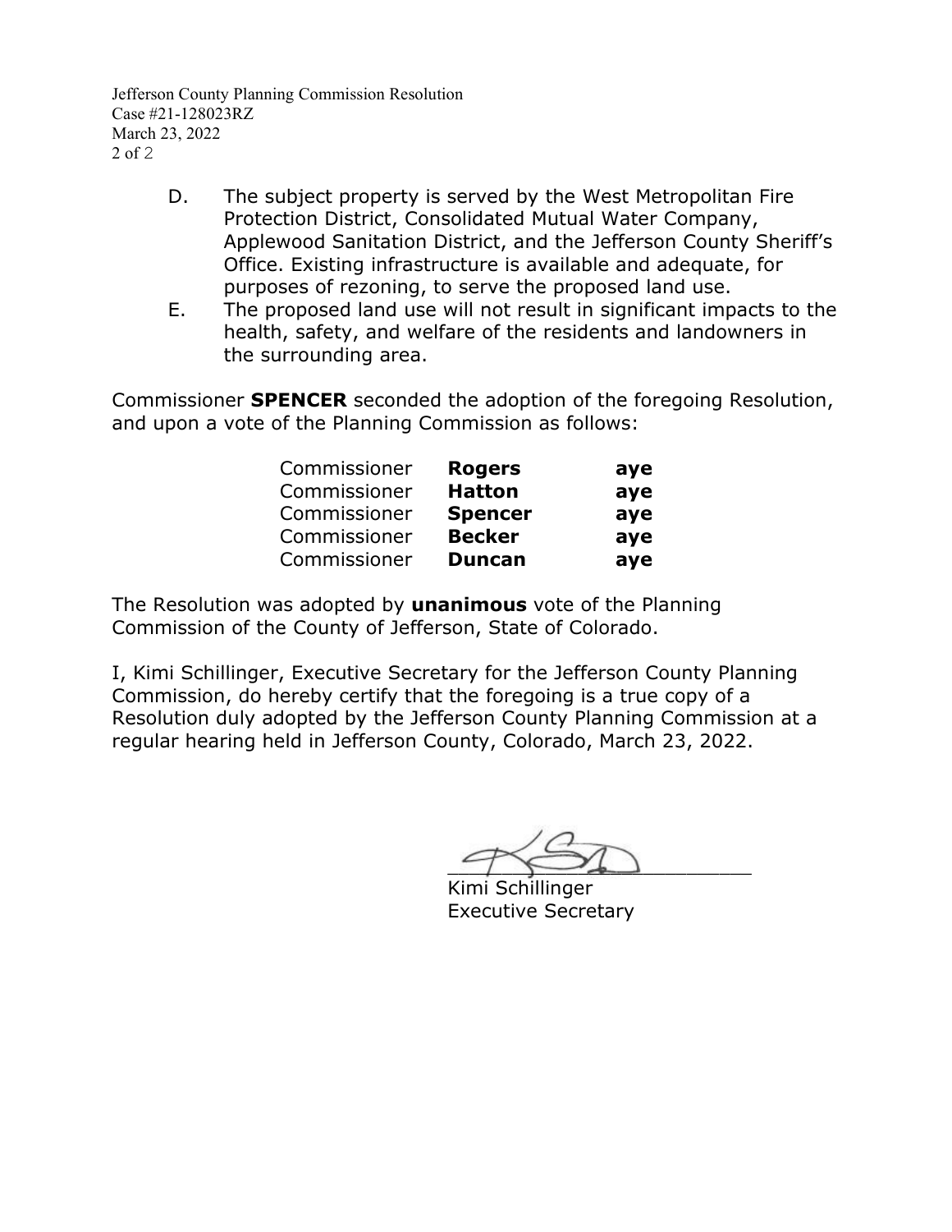D. The subject property is served by the West Metropolitan Fire Protection District, Consolidated Mutual Water Company, Applewood Sanitation District, and the Jefferson County Sheriff's Office. Existing infrastructure is available and adequate, for purposes of rezoning, to serve the proposed land use.

E. The proposed land use will not result in significant impacts to the health, safety, and welfare of the residents and landowners in the surrounding area.

Commissioner **SPENCER** seconded the adoption of the foregoing Resolution, and upon a vote of the Planning Commission as follows:

| | | |
|---|---|---|
| Commissioner | **Rogers** | **aye** |
| Commissioner | **Hatton** | **aye** |
| Commissioner | **Spencer** | **aye** |
| Commissioner | **Becker** | **aye** |
| Commissioner | **Duncan** | **aye** |

The Resolution was adopted by **unanimous** vote of the Planning Commission of the County of Jefferson, State of Colorado.

I, Kimi Schillinger, Executive Secretary for the Jefferson County Planning Commission, do hereby certify that the foregoing is a true copy of a Resolution duly adopted by the Jefferson County Planning Commission at a regular hearing held in Jefferson County, Colorado, March 23, 2022.

Kimi Schillinger
Executive Secretary